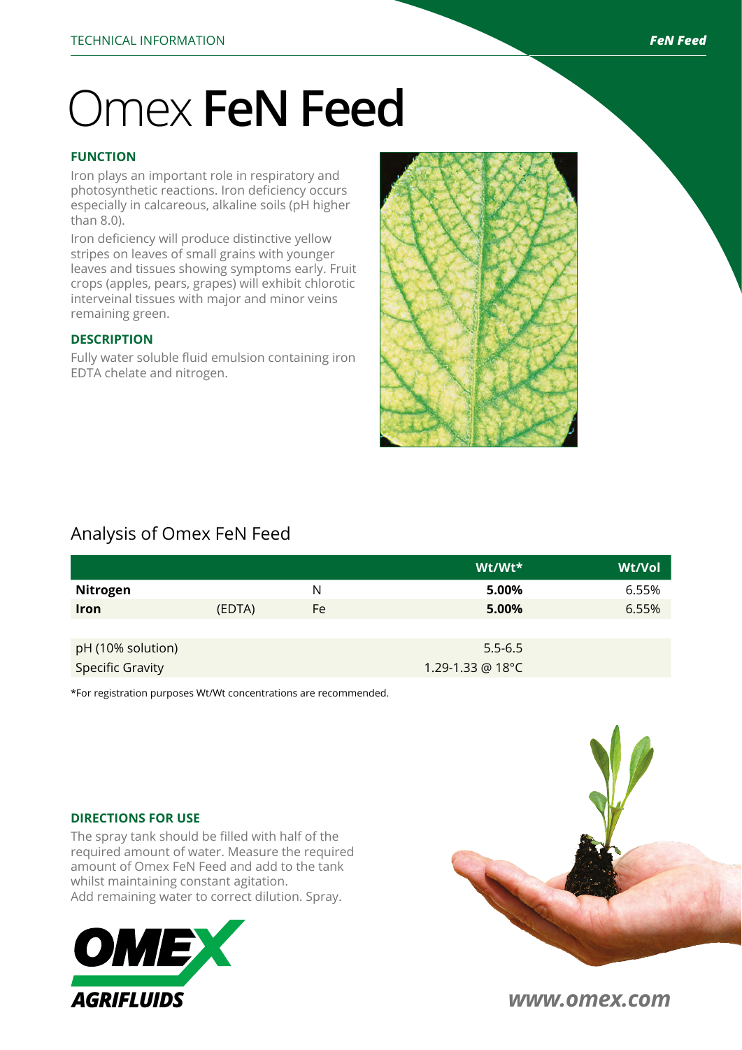# Omex **FeN Feed**

### FUNCTION

Iron plays an important role in respiratory and photosynthetic reactions. Iron deficiency occurs especially in calcareous, alkaline soils (pH higher than 8.0).

Iron deficiency will produce distinctive yellow stripes on leaves of small grains with younger leaves and tissues showing symptoms early. Fruit crops (apples, pears, grapes) will exhibit chlorotic interveinal tissues with major and minor veins remaining green.

### DESCRIPTION

Fully water soluble fluid emulsion containing iron EDTA chelate and nitrogen.

## Analysis of Omex FeN Feed

| | | | Wt/Wt* | Wt/Vol |
|---|---|---|---|---|
| **Nitrogen** | | N | **5.00%** | 6.55% |
| **Iron** | (EDTA) | Fe | **5.00%** | 6.55% |
| | | | | |
| pH (10% solution) | | | 5.5-6.5 | |
| Specific Gravity | | | 1.29-1.33 @ 18°C | |

*For registration purposes Wt/Wt concentrations are recommended.

### DIRECTIONS FOR USE

The spray tank should be filled with half of the required amount of water. Measure the required amount of Omex FeN Feed and add to the tank whilst maintaining constant agitation.
Add remaining water to correct dilution. Spray.

OMEX AGRIFLUIDS

www.omex.com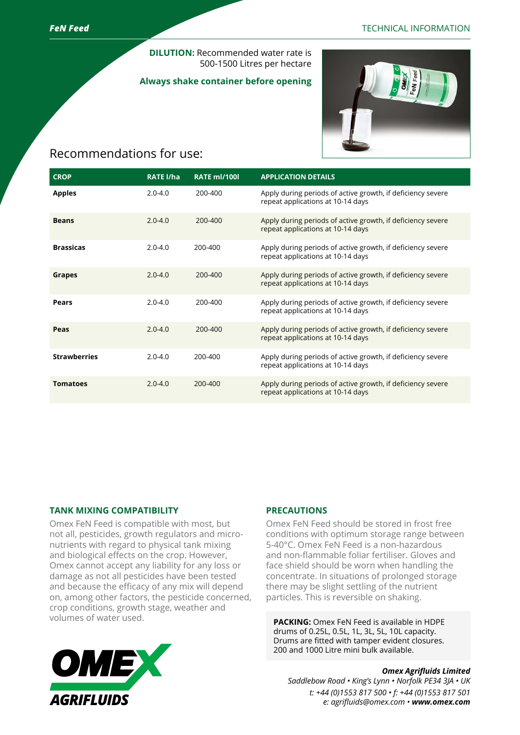**DILUTION:** Recommended water rate is 500-1500 Litres per hectare

**Always shake container before opening**

## Recommendations for use:

| CROP | RATE l/ha | RATE ml/100l | APPLICATION DETAILS |
|---|---|---|---|
| **Apples** | 2.0-4.0 | 200-400 | Apply during periods of active growth, if deficiency severe repeat applications at 10-14 days |
| **Beans** | 2.0-4.0 | 200-400 | Apply during periods of active growth, if deficiency severe repeat applications at 10-14 days |
| **Brassicas** | 2.0-4.0 | 200-400 | Apply during periods of active growth, if deficiency severe repeat applications at 10-14 days |
| **Grapes** | 2.0-4.0 | 200-400 | Apply during periods of active growth, if deficiency severe repeat applications at 10-14 days |
| **Pears** | 2.0-4.0 | 200-400 | Apply during periods of active growth, if deficiency severe repeat applications at 10-14 days |
| **Peas** | 2.0-4.0 | 200-400 | Apply during periods of active growth, if deficiency severe repeat applications at 10-14 days |
| **Strawberries** | 2.0-4.0 | 200-400 | Apply during periods of active growth, if deficiency severe repeat applications at 10-14 days |
| **Tomatoes** | 2.0-4.0 | 200-400 | Apply during periods of active growth, if deficiency severe repeat applications at 10-14 days |

### TANK MIXING COMPATIBILITY

Omex FeN Feed is compatible with most, but not all, pesticides, growth regulators and micro-nutrients with regard to physical tank mixing and biological effects on the crop. However, Omex cannot accept any liability for any loss or damage as not all pesticides have been tested and because the efficacy of any mix will depend on, among other factors, the pesticide concerned, crop conditions, growth stage, weather and volumes of water used.

### PRECAUTIONS

Omex FeN Feed should be stored in frost free conditions with optimum storage range between 5-40°C. Omex FeN Feed is a non-hazardous and non-flammable foliar fertiliser. Gloves and face shield should be worn when handling the concentrate. In situations of prolonged storage there may be slight settling of the nutrient particles. This is reversible on shaking.

**PACKING:** Omex FeN Feed is available in HDPE drums of 0.25L, 0.5L, 1L, 3L, 5L, 10L capacity. Drums are fitted with tamper evident closures. 200 and 1000 Litre mini bulk available.

OMEX AGRIFLUIDS

***Omex Agrifluids Limited***
*Saddlebow Road • King's Lynn • Norfolk PE34 3JA • UK*
*t: +44 (0)1553 817 500 • f: +44 (0)1553 817 501*
*e: agrifluids@omex.com •* ***www.omex.com***